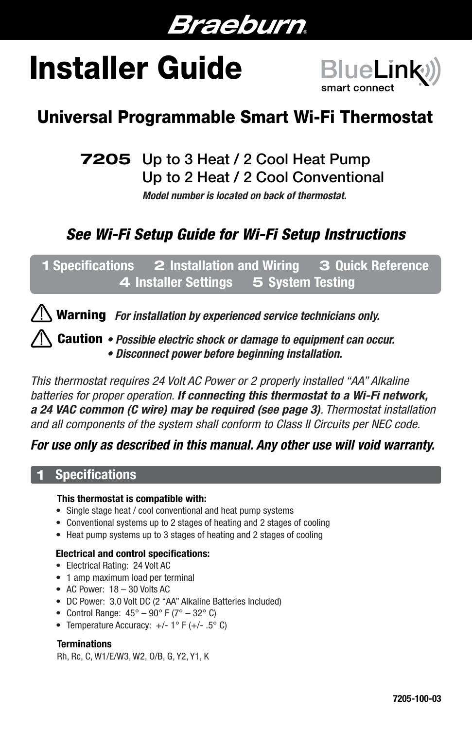# Braeburn®

# Installer Guide

BlueLink® smart connect

## Universal Programmable Smart Wi-Fi Thermostat

**7205** Up to 3 Heat / 2 Cool Heat Pump
Up to 2 Heat / 2 Cool Conventional

***Model number is located on back of thermostat.***

### *See Wi-Fi Setup Guide for Wi-Fi Setup Instructions*

**1** Specifications **2** Installation and Wiring **3** Quick Reference **4** Installer Settings **5** System Testing

⚠ **Warning** ***For installation by experienced service technicians only.***

⚠ **Caution**
- ***Possible electric shock or damage to equipment can occur.***
- ***Disconnect power before beginning installation.***

*This thermostat requires 24 Volt AC Power or 2 properly installed "AA" Alkaline batteries for proper operation.* ***If connecting this thermostat to a Wi-Fi network, a 24 VAC common (C wire) may be required (see page 3)****. Thermostat installation and all components of the system shall conform to Class II Circuits per NEC code.*

***For use only as described in this manual. Any other use will void warranty.***

## 1 Specifications

**This thermostat is compatible with:**
- Single stage heat / cool conventional and heat pump systems
- Conventional systems up to 2 stages of heating and 2 stages of cooling
- Heat pump systems up to 3 stages of heating and 2 stages of cooling

**Electrical and control specifications:**
- Electrical Rating: 24 Volt AC
- 1 amp maximum load per terminal
- AC Power: 18 – 30 Volts AC
- DC Power: 3.0 Volt DC (2 "AA" Alkaline Batteries Included)
- Control Range: 45° – 90° F (7° – 32° C)
- Temperature Accuracy: +/- 1° F (+/- .5° C)

**Terminations**
Rh, Rc, C, W1/E/W3, W2, O/B, G, Y2, Y1, K

7205-100-03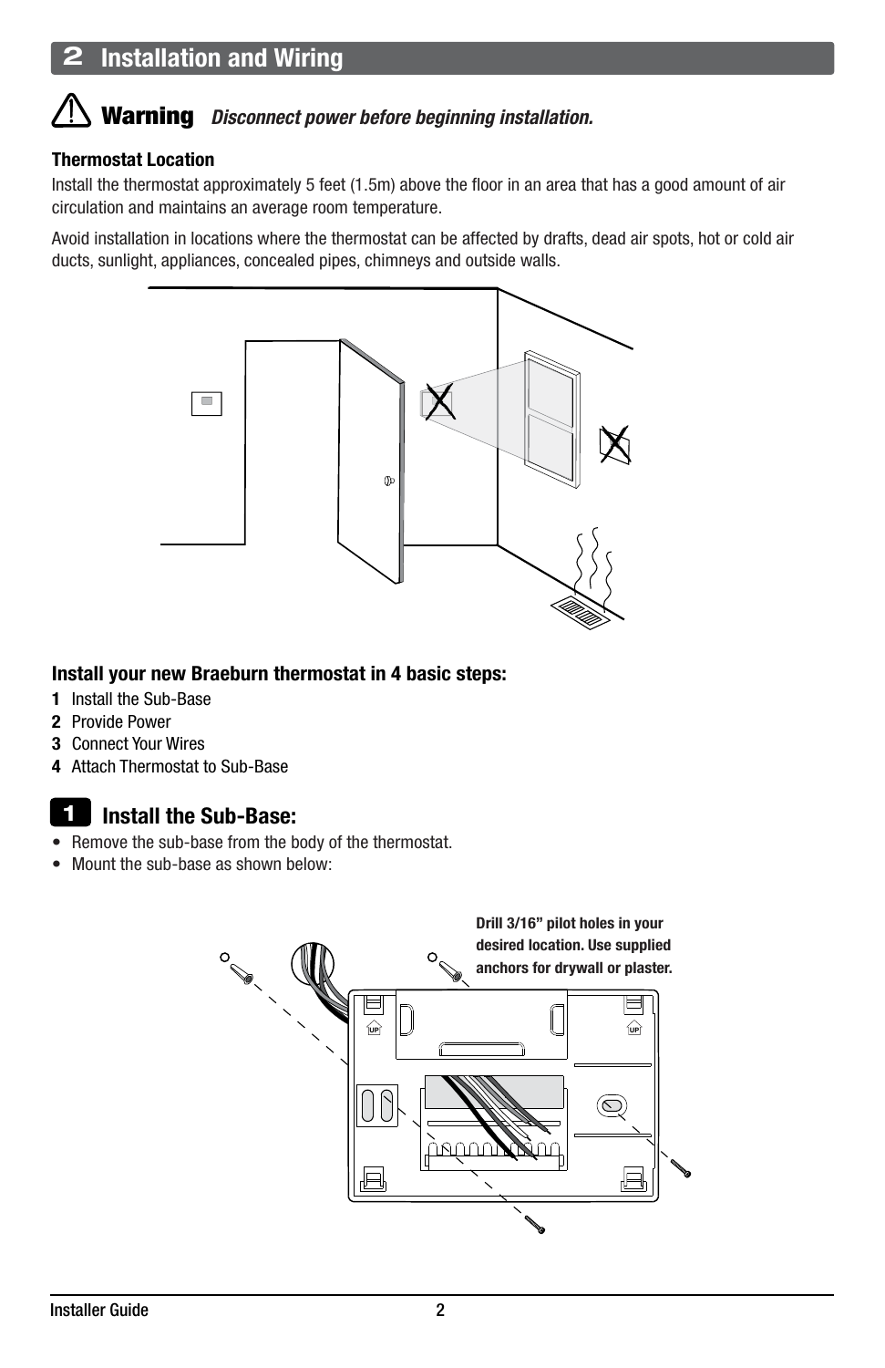## 2 Installation and Wiring

**Warning** ***Disconnect power before beginning installation.***

**Thermostat Location**

Install the thermostat approximately 5 feet (1.5m) above the floor in an area that has a good amount of air circulation and maintains an average room temperature.

Avoid installation in locations where the thermostat can be affected by drafts, dead air spots, hot or cold air ducts, sunlight, appliances, concealed pipes, chimneys and outside walls.

**Install your new Braeburn thermostat in 4 basic steps:**

1. Install the Sub-Base
2. Provide Power
3. Connect Your Wires
4. Attach Thermostat to Sub-Base

### 1 Install the Sub-Base:

- Remove the sub-base from the body of the thermostat.
- Mount the sub-base as shown below:

**Drill 3/16" pilot holes in your desired location. Use supplied anchors for drywall or plaster.**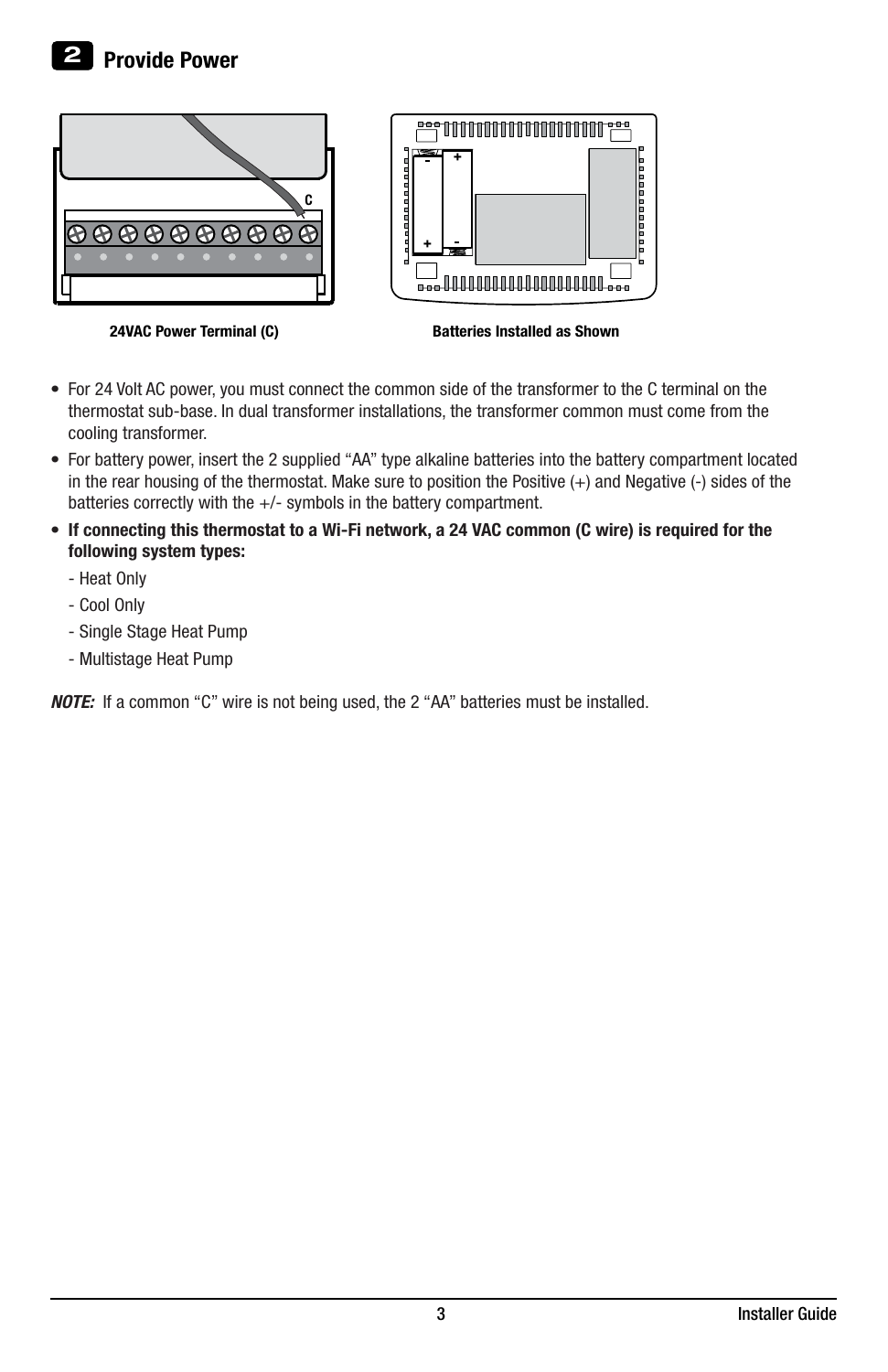## 2 Provide Power

24VAC Power Terminal (C)

Batteries Installed as Shown

- For 24 Volt AC power, you must connect the common side of the transformer to the C terminal on the thermostat sub-base. In dual transformer installations, the transformer common must come from the cooling transformer.
- For battery power, insert the 2 supplied “AA” type alkaline batteries into the battery compartment located in the rear housing of the thermostat. Make sure to position the Positive (+) and Negative (-) sides of the batteries correctly with the +/- symbols in the battery compartment.
- **If connecting this thermostat to a Wi-Fi network, a 24 VAC common (C wire) is required for the following system types:**
  - Heat Only
  - Cool Only
  - Single Stage Heat Pump
  - Multistage Heat Pump

***NOTE:*** If a common “C” wire is not being used, the 2 “AA” batteries must be installed.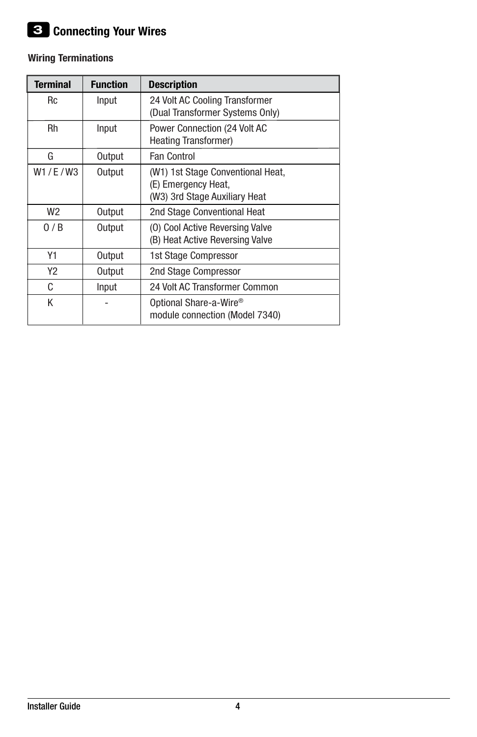## 3 Connecting Your Wires

### Wiring Terminations

| Terminal | Function | Description |
|---|---|---|
| Rc | Input | 24 Volt AC Cooling Transformer (Dual Transformer Systems Only) |
| Rh | Input | Power Connection (24 Volt AC Heating Transformer) |
| G | Output | Fan Control |
| W1 / E / W3 | Output | (W1) 1st Stage Conventional Heat, (E) Emergency Heat, (W3) 3rd Stage Auxiliary Heat |
| W2 | Output | 2nd Stage Conventional Heat |
| O / B | Output | (O) Cool Active Reversing Valve (B) Heat Active Reversing Valve |
| Y1 | Output | 1st Stage Compressor |
| Y2 | Output | 2nd Stage Compressor |
| C | Input | 24 Volt AC Transformer Common |
| K | - | Optional Share-a-Wire® module connection (Model 7340) |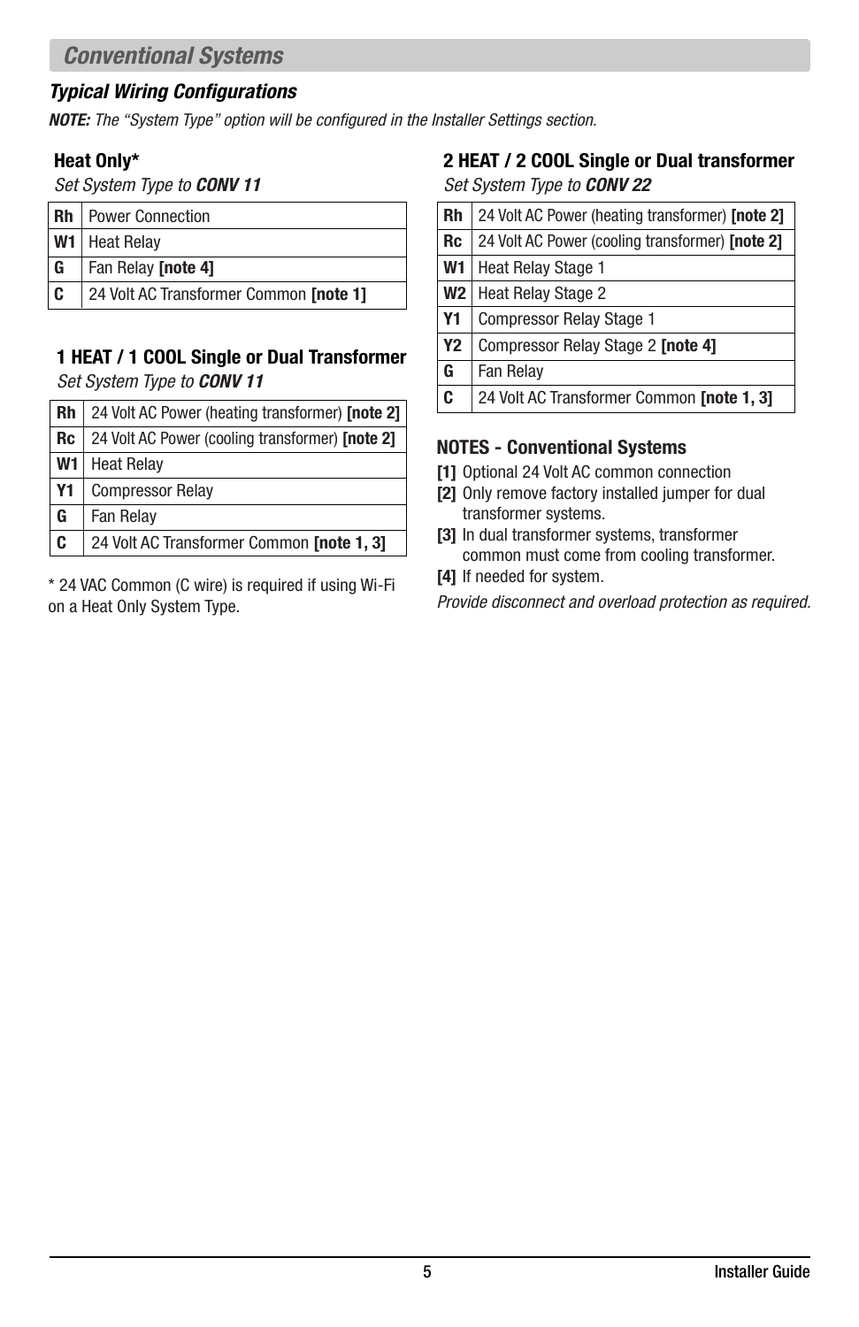## *Conventional Systems*

### *Typical Wiring Configurations*

***NOTE:*** *The "System Type" option will be configured in the Installer Settings section.*

**Heat Only***

*Set System Type to **CONV 11***

| | |
|---|---|
| **Rh** | Power Connection |
| **W1** | Heat Relay |
| **G** | Fan Relay **[note 4]** |
| **C** | 24 Volt AC Transformer Common **[note 1]** |

**1 HEAT / 1 COOL Single or Dual Transformer**

*Set System Type to **CONV 11***

| | |
|---|---|
| **Rh** | 24 Volt AC Power (heating transformer) **[note 2]** |
| **Rc** | 24 Volt AC Power (cooling transformer) **[note 2]** |
| **W1** | Heat Relay |
| **Y1** | Compressor Relay |
| **G** | Fan Relay |
| **C** | 24 Volt AC Transformer Common **[note 1, 3]** |

* 24 VAC Common (C wire) is required if using Wi-Fi on a Heat Only System Type.

**2 HEAT / 2 COOL Single or Dual transformer**

*Set System Type to **CONV 22***

| | |
|---|---|
| **Rh** | 24 Volt AC Power (heating transformer) **[note 2]** |
| **Rc** | 24 Volt AC Power (cooling transformer) **[note 2]** |
| **W1** | Heat Relay Stage 1 |
| **W2** | Heat Relay Stage 2 |
| **Y1** | Compressor Relay Stage 1 |
| **Y2** | Compressor Relay Stage 2 **[note 4]** |
| **G** | Fan Relay |
| **C** | 24 Volt AC Transformer Common **[note 1, 3]** |

**NOTES - Conventional Systems**

**[1]** Optional 24 Volt AC common connection

**[2]** Only remove factory installed jumper for dual transformer systems.

**[3]** In dual transformer systems, transformer common must come from cooling transformer.

**[4]** If needed for system.

*Provide disconnect and overload protection as required.*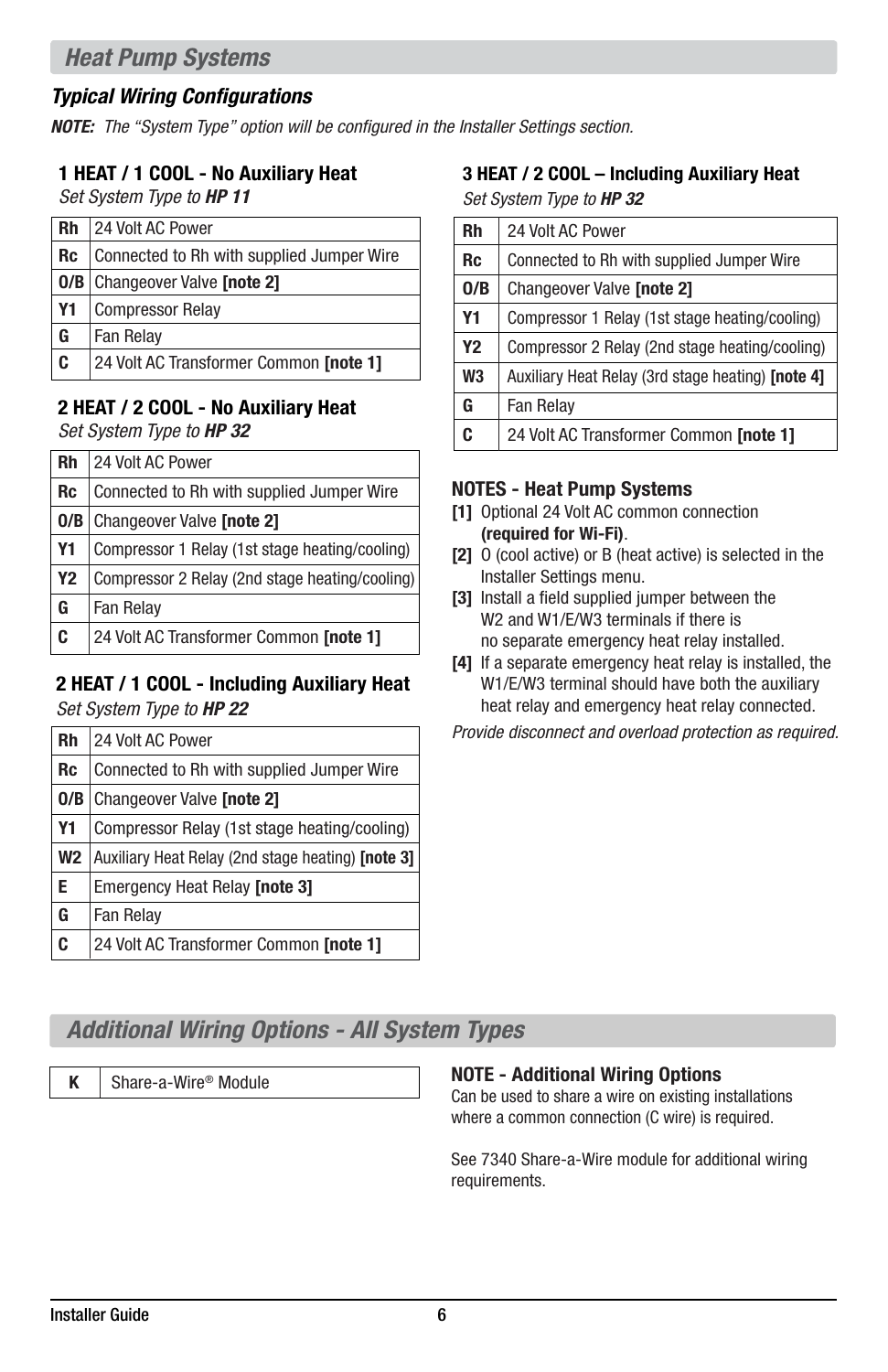## Heat Pump Systems

### *Typical Wiring Configurations*

***NOTE:*** *The "System Type" option will be configured in the Installer Settings section.*

#### 1 HEAT / 1 COOL - No Auxiliary Heat

*Set System Type to* ***HP 11***

| | |
|---|---|
| **Rh** | 24 Volt AC Power |
| **Rc** | Connected to Rh with supplied Jumper Wire |
| **O/B** | Changeover Valve **[note 2]** |
| **Y1** | Compressor Relay |
| **G** | Fan Relay |
| **C** | 24 Volt AC Transformer Common **[note 1]** |

#### 2 HEAT / 2 COOL - No Auxiliary Heat

*Set System Type to* ***HP 32***

| | |
|---|---|
| **Rh** | 24 Volt AC Power |
| **Rc** | Connected to Rh with supplied Jumper Wire |
| **O/B** | Changeover Valve **[note 2]** |
| **Y1** | Compressor 1 Relay (1st stage heating/cooling) |
| **Y2** | Compressor 2 Relay (2nd stage heating/cooling) |
| **G** | Fan Relay |
| **C** | 24 Volt AC Transformer Common **[note 1]** |

#### 2 HEAT / 1 COOL - Including Auxiliary Heat

*Set System Type to* ***HP 22***

| | |
|---|---|
| **Rh** | 24 Volt AC Power |
| **Rc** | Connected to Rh with supplied Jumper Wire |
| **O/B** | Changeover Valve **[note 2]** |
| **Y1** | Compressor Relay (1st stage heating/cooling) |
| **W2** | Auxiliary Heat Relay (2nd stage heating) **[note 3]** |
| **E** | Emergency Heat Relay **[note 3]** |
| **G** | Fan Relay |
| **C** | 24 Volt AC Transformer Common **[note 1]** |

#### 3 HEAT / 2 COOL – Including Auxiliary Heat

*Set System Type to* ***HP 32***

| | |
|---|---|
| **Rh** | 24 Volt AC Power |
| **Rc** | Connected to Rh with supplied Jumper Wire |
| **O/B** | Changeover Valve **[note 2]** |
| **Y1** | Compressor 1 Relay (1st stage heating/cooling) |
| **Y2** | Compressor 2 Relay (2nd stage heating/cooling) |
| **W3** | Auxiliary Heat Relay (3rd stage heating) **[note 4]** |
| **G** | Fan Relay |
| **C** | 24 Volt AC Transformer Common **[note 1]** |

#### NOTES - Heat Pump Systems

**[1]** Optional 24 Volt AC common connection **(required for Wi-Fi)**.

**[2]** O (cool active) or B (heat active) is selected in the Installer Settings menu.

**[3]** Install a field supplied jumper between the W2 and W1/E/W3 terminals if there is no separate emergency heat relay installed.

**[4]** If a separate emergency heat relay is installed, the W1/E/W3 terminal should have both the auxiliary heat relay and emergency heat relay connected.

*Provide disconnect and overload protection as required.*

## Additional Wiring Options - All System Types

| | |
|---|---|
| **K** | Share-a-Wire® Module |

#### NOTE - Additional Wiring Options

Can be used to share a wire on existing installations where a common connection (C wire) is required.

See 7340 Share-a-Wire module for additional wiring requirements.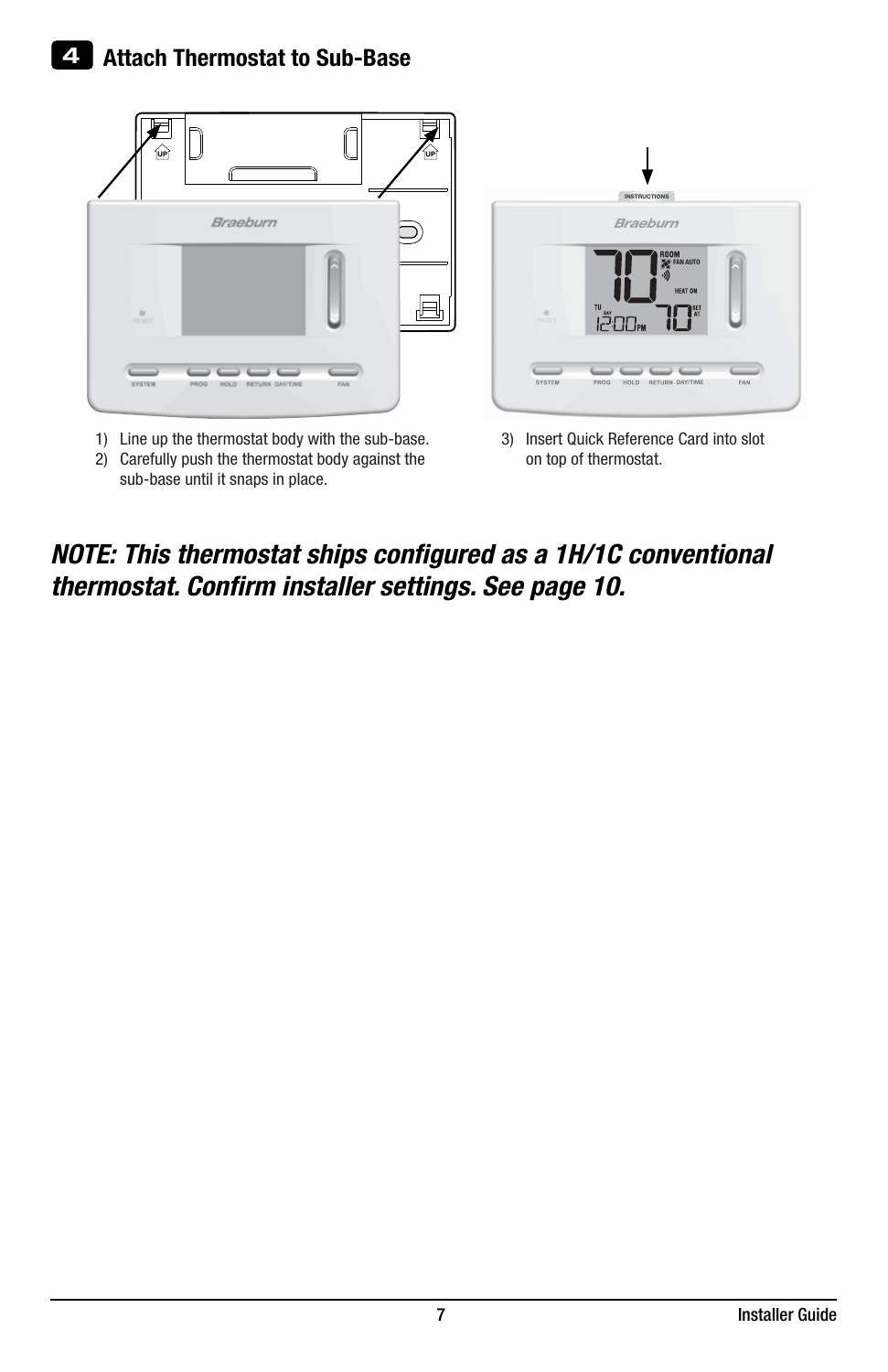## 4 Attach Thermostat to Sub-Base

1) Line up the thermostat body with the sub-base.
2) Carefully push the thermostat body against the sub-base until it snaps in place.

3) Insert Quick Reference Card into slot on top of thermostat.

***NOTE: This thermostat ships configured as a 1H/1C conventional thermostat. Confirm installer settings. See page 10.***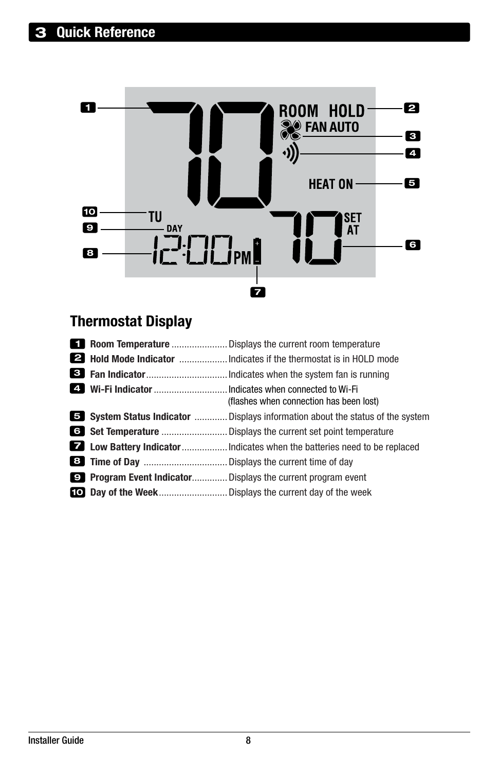# 3 Quick Reference

## Thermostat Display

1. **Room Temperature** ...................... Displays the current room temperature
2. **Hold Mode Indicator** ................... Indicates if the thermostat is in HOLD mode
3. **Fan Indicator** ................................ Indicates when the system fan is running
4. **Wi-Fi Indicator** ............................ Indicates when connected to Wi-Fi (flashes when connection has been lost)
5. **System Status Indicator** ............. Displays information about the status of the system
6. **Set Temperature** .......................... Displays the current set point temperature
7. **Low Battery Indicator** .................. Indicates when the batteries need to be replaced
8. **Time of Day** ................................. Displays the current time of day
9. **Program Event Indicator** .............. Displays the current program event
10. **Day of the Week** ........................... Displays the current day of the week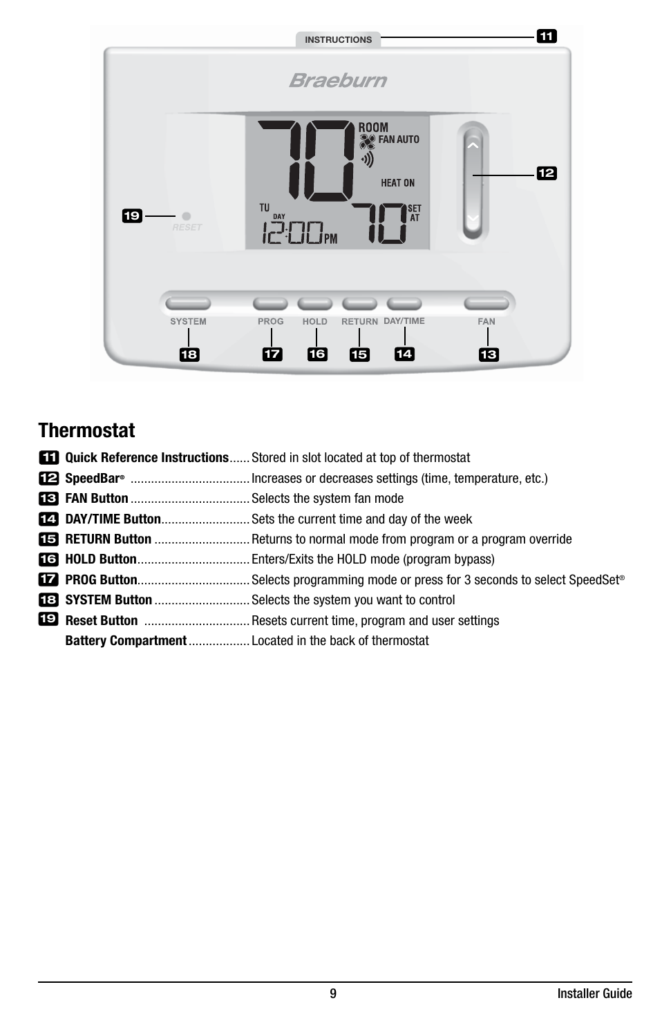## Thermostat

| | | |
|---|---|---|
| 11 | **Quick Reference Instructions** | Stored in slot located at top of thermostat |
| 12 | **SpeedBar®** | Increases or decreases settings (time, temperature, etc.) |
| 13 | **FAN Button** | Selects the system fan mode |
| 14 | **DAY/TIME Button** | Sets the current time and day of the week |
| 15 | **RETURN Button** | Returns to normal mode from program or a program override |
| 16 | **HOLD Button** | Enters/Exits the HOLD mode (program bypass) |
| 17 | **PROG Button** | Selects programming mode or press for 3 seconds to select SpeedSet® |
| 18 | **SYSTEM Button** | Selects the system you want to control |
| 19 | **Reset Button** | Resets current time, program and user settings |
| | **Battery Compartment** | Located in the back of thermostat |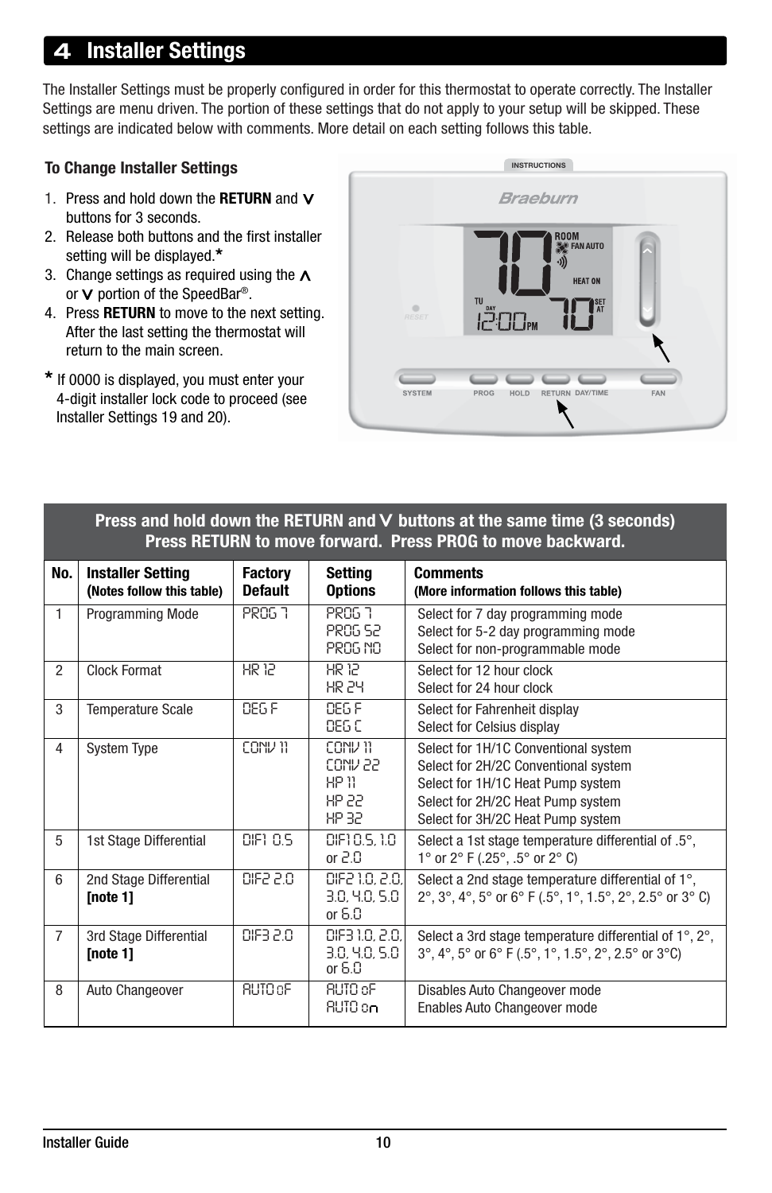## 4 Installer Settings

The Installer Settings must be properly configured in order for this thermostat to operate correctly. The Installer Settings are menu driven. The portion of these settings that do not apply to your setup will be skipped. These settings are indicated below with comments. More detail on each setting follows this table.

**To Change Installer Settings**

1. Press and hold down the **RETURN** and ∨ buttons for 3 seconds.
2. Release both buttons and the first installer setting will be displayed.*
3. Change settings as required using the ∧ or ∨ portion of the SpeedBar®.
4. Press **RETURN** to move to the next setting. After the last setting the thermostat will return to the main screen.

\* If 0000 is displayed, you must enter your 4-digit installer lock code to proceed (see Installer Settings 19 and 20).

**Press and hold down the RETURN and ∨ buttons at the same time (3 seconds)**
**Press RETURN to move forward. Press PROG to move backward.**

| No. | Installer Setting (Notes follow this table) | Factory Default | Setting Options | Comments (More information follows this table) |
|---|---|---|---|---|
| 1 | Programming Mode | PROG 7 | PROG 7<br>PROG 52<br>PROG NO | Select for 7 day programming mode<br>Select for 5-2 day programming mode<br>Select for non-programmable mode |
| 2 | Clock Format | HR 12 | HR 12<br>HR 24 | Select for 12 hour clock<br>Select for 24 hour clock |
| 3 | Temperature Scale | DEG F | DEG F<br>DEG C | Select for Fahrenheit display<br>Select for Celsius display |
| 4 | System Type | CONV 11 | CONV 11<br>CONV 22<br>HP 11<br>HP 22<br>HP 32 | Select for 1H/1C Conventional system<br>Select for 2H/2C Conventional system<br>Select for 1H/1C Heat Pump system<br>Select for 2H/2C Heat Pump system<br>Select for 3H/2C Heat Pump system |
| 5 | 1st Stage Differential | DIF1 0.5 | DIF1 0.5, 1.0 or 2.0 | Select a 1st stage temperature differential of .5°, 1° or 2° F (.25°, .5° or 2° C) |
| 6 | 2nd Stage Differential **[note 1]** | DIF2 2.0 | DIF2 1.0, 2.0, 3.0, 4.0, 5.0 or 6.0 | Select a 2nd stage temperature differential of 1°, 2°, 3°, 4°, 5° or 6° F (.5°, 1°, 1.5°, 2°, 2.5° or 3° C) |
| 7 | 3rd Stage Differential **[note 1]** | DIF3 2.0 | DIF3 1.0, 2.0, 3.0, 4.0, 5.0 or 6.0 | Select a 3rd stage temperature differential of 1°, 2°, 3°, 4°, 5° or 6° F (.5°, 1°, 1.5°, 2°, 2.5° or 3°C) |
| 8 | Auto Changeover | AUTO oF | AUTO oF<br>AUTO on | Disables Auto Changeover mode<br>Enables Auto Changeover mode |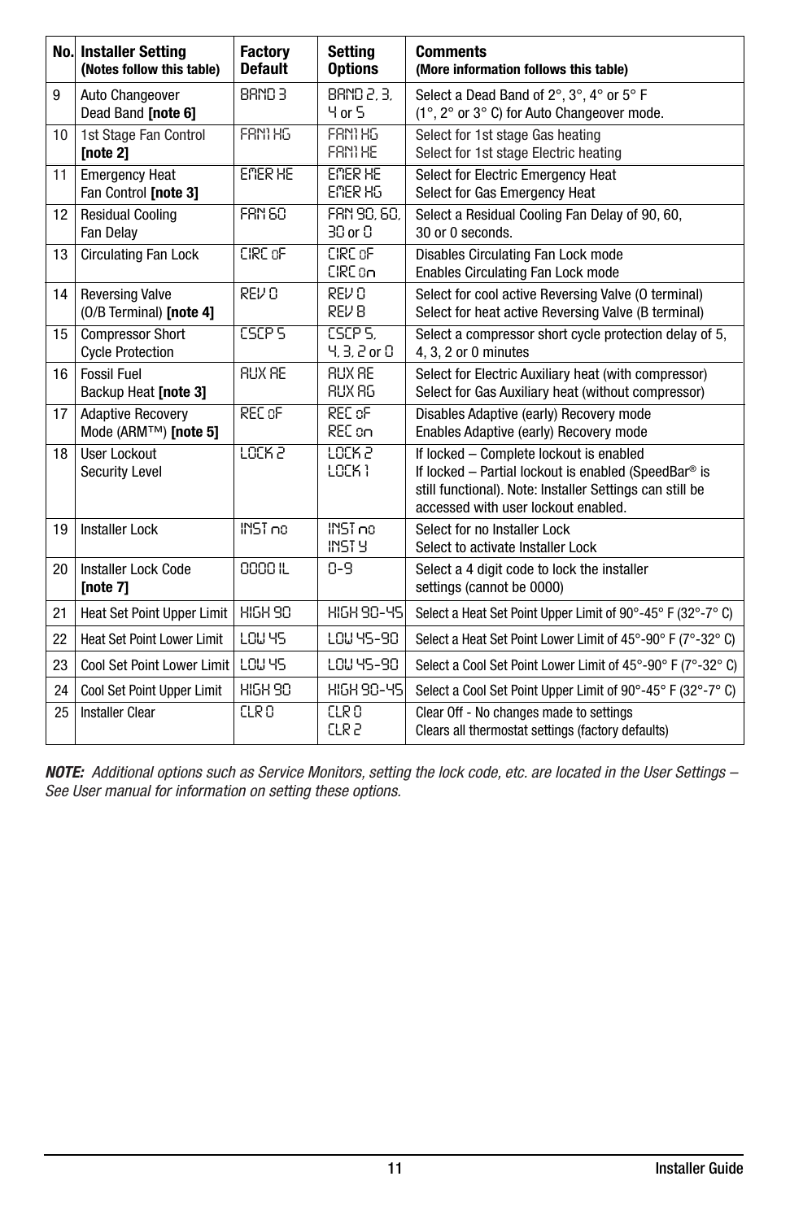| No. | Installer Setting (Notes follow this table) | Factory Default | Setting Options | Comments (More information follows this table) |
|---|---|---|---|---|
| 9 | Auto Changeover Dead Band **[note 6]** | BAND 3 | BAND 2, 3, 4 or 5 | Select a Dead Band of 2°, 3°, 4° or 5° F (1°, 2° or 3° C) for Auto Changeover mode. |
| 10 | 1st Stage Fan Control **[note 2]** | FAN1 HG | FAN1 HG<br>FAN1 HE | Select for 1st stage Gas heating<br>Select for 1st stage Electric heating |
| 11 | Emergency Heat Fan Control **[note 3]** | EMER HE | EMER HE<br>EMER HG | Select for Electric Emergency Heat<br>Select for Gas Emergency Heat |
| 12 | Residual Cooling Fan Delay | FAN 60 | FAN 90, 60, 30 or 0 | Select a Residual Cooling Fan Delay of 90, 60, 30 or 0 seconds. |
| 13 | Circulating Fan Lock | CIRC oF | CIRC oF<br>CIRC on | Disables Circulating Fan Lock mode<br>Enables Circulating Fan Lock mode |
| 14 | Reversing Valve (O/B Terminal) **[note 4]** | REV O | REV O<br>REV B | Select for cool active Reversing Valve (O terminal)<br>Select for heat active Reversing Valve (B terminal) |
| 15 | Compressor Short Cycle Protection | CSCP 5 | CSCP 5, 4, 3, 2 or 0 | Select a compressor short cycle protection delay of 5, 4, 3, 2 or 0 minutes |
| 16 | Fossil Fuel Backup Heat **[note 3]** | AUX AE | AUX AE<br>AUX AG | Select for Electric Auxiliary heat (with compressor)<br>Select for Gas Auxiliary heat (without compressor) |
| 17 | Adaptive Recovery Mode (ARM™) **[note 5]** | REC oF | REC oF<br>REC on | Disables Adaptive (early) Recovery mode<br>Enables Adaptive (early) Recovery mode |
| 18 | User Lockout Security Level | LOCK 2 | LOCK 2<br>LOCK 1 | If locked – Complete lockout is enabled<br>If locked – Partial lockout is enabled (SpeedBar® is still functional). Note: Installer Settings can still be accessed with user lockout enabled. |
| 19 | Installer Lock | INST no | INST no<br>INST Y | Select for no Installer Lock<br>Select to activate Installer Lock |
| 20 | Installer Lock Code **[note 7]** | 0000 IL | 0-9 | Select a 4 digit code to lock the installer settings (cannot be 0000) |
| 21 | Heat Set Point Upper Limit | HIGH 90 | HIGH 90-45 | Select a Heat Set Point Upper Limit of 90°-45° F (32°-7° C) |
| 22 | Heat Set Point Lower Limit | LOW 45 | LOW 45-90 | Select a Heat Set Point Lower Limit of 45°-90° F (7°-32° C) |
| 23 | Cool Set Point Lower Limit | LOW 45 | LOW 45-90 | Select a Cool Set Point Lower Limit of 45°-90° F (7°-32° C) |
| 24 | Cool Set Point Upper Limit | HIGH 90 | HIGH 90-45 | Select a Cool Set Point Upper Limit of 90°-45° F (32°-7° C) |
| 25 | Installer Clear | CLR 0 | CLR 0<br>CLR 2 | Clear Off - No changes made to settings<br>Clears all thermostat settings (factory defaults) |

***NOTE:*** *Additional options such as Service Monitors, setting the lock code, etc. are located in the User Settings – See User manual for information on setting these options.*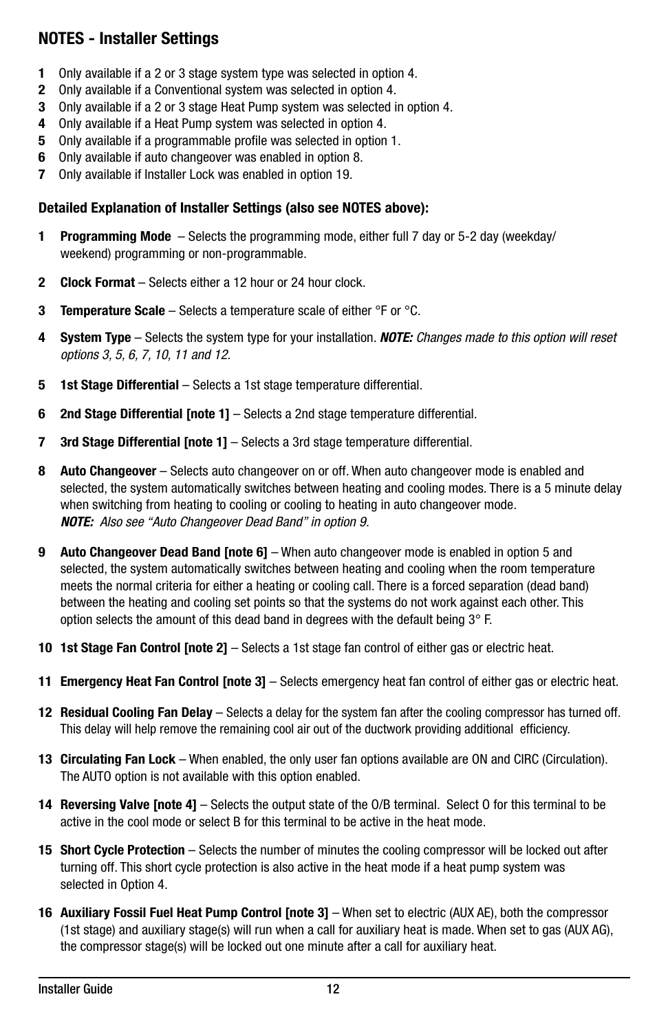## NOTES - Installer Settings

1 Only available if a 2 or 3 stage system type was selected in option 4.
2 Only available if a Conventional system was selected in option 4.
3 Only available if a 2 or 3 stage Heat Pump system was selected in option 4.
4 Only available if a Heat Pump system was selected in option 4.
5 Only available if a programmable profile was selected in option 1.
6 Only available if auto changeover was enabled in option 8.
7 Only available if Installer Lock was enabled in option 19.

### Detailed Explanation of Installer Settings (also see NOTES above):

**1 Programming Mode** – Selects the programming mode, either full 7 day or 5-2 day (weekday/weekend) programming or non-programmable.

**2 Clock Format** – Selects either a 12 hour or 24 hour clock.

**3 Temperature Scale** – Selects a temperature scale of either °F or °C.

**4 System Type** – Selects the system type for your installation. ***NOTE:*** *Changes made to this option will reset options 3, 5, 6, 7, 10, 11 and 12.*

**5 1st Stage Differential** – Selects a 1st stage temperature differential.

**6 2nd Stage Differential [note 1]** – Selects a 2nd stage temperature differential.

**7 3rd Stage Differential [note 1]** – Selects a 3rd stage temperature differential.

**8 Auto Changeover** – Selects auto changeover on or off. When auto changeover mode is enabled and selected, the system automatically switches between heating and cooling modes. There is a 5 minute delay when switching from heating to cooling or cooling to heating in auto changeover mode.
***NOTE:*** *Also see "Auto Changeover Dead Band" in option 9.*

**9 Auto Changeover Dead Band [note 6]** – When auto changeover mode is enabled in option 5 and selected, the system automatically switches between heating and cooling when the room temperature meets the normal criteria for either a heating or cooling call. There is a forced separation (dead band) between the heating and cooling set points so that the systems do not work against each other. This option selects the amount of this dead band in degrees with the default being 3° F.

**10 1st Stage Fan Control [note 2]** – Selects a 1st stage fan control of either gas or electric heat.

**11 Emergency Heat Fan Control [note 3]** – Selects emergency heat fan control of either gas or electric heat.

**12 Residual Cooling Fan Delay** – Selects a delay for the system fan after the cooling compressor has turned off. This delay will help remove the remaining cool air out of the ductwork providing additional efficiency.

**13 Circulating Fan Lock** – When enabled, the only user fan options available are ON and CIRC (Circulation). The AUTO option is not available with this option enabled.

**14 Reversing Valve [note 4]** – Selects the output state of the O/B terminal. Select O for this terminal to be active in the cool mode or select B for this terminal to be active in the heat mode.

**15 Short Cycle Protection** – Selects the number of minutes the cooling compressor will be locked out after turning off. This short cycle protection is also active in the heat mode if a heat pump system was selected in Option 4.

**16 Auxiliary Fossil Fuel Heat Pump Control [note 3]** – When set to electric (AUX AE), both the compressor (1st stage) and auxiliary stage(s) will run when a call for auxiliary heat is made. When set to gas (AUX AG), the compressor stage(s) will be locked out one minute after a call for auxiliary heat.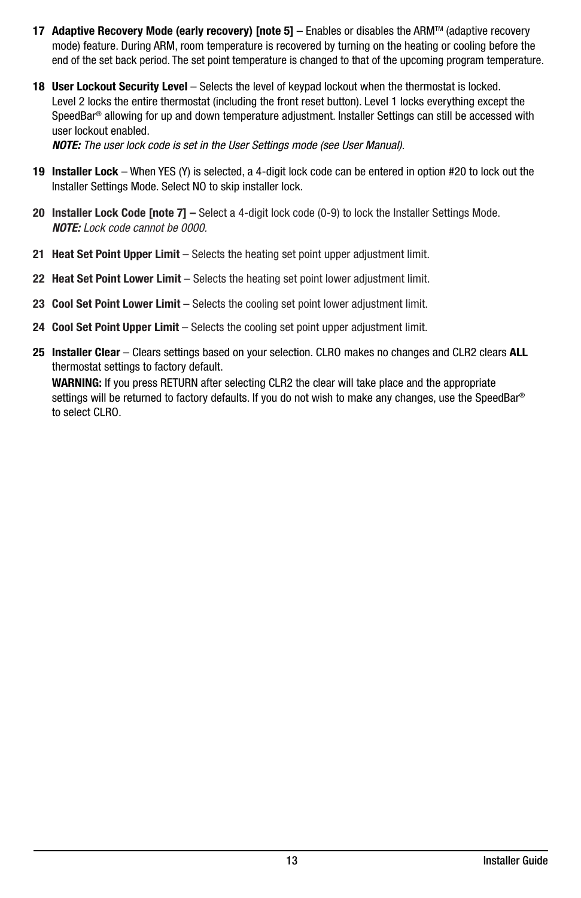**17 Adaptive Recovery Mode (early recovery) [note 5]** – Enables or disables the ARM™ (adaptive recovery mode) feature. During ARM, room temperature is recovered by turning on the heating or cooling before the end of the set back period. The set point temperature is changed to that of the upcoming program temperature.

**18 User Lockout Security Level** – Selects the level of keypad lockout when the thermostat is locked. Level 2 locks the entire thermostat (including the front reset button). Level 1 locks everything except the SpeedBar® allowing for up and down temperature adjustment. Installer Settings can still be accessed with user lockout enabled.
***NOTE:*** *The user lock code is set in the User Settings mode (see User Manual).*

**19 Installer Lock** – When YES (Y) is selected, a 4-digit lock code can be entered in option #20 to lock out the Installer Settings Mode. Select NO to skip installer lock.

**20 Installer Lock Code [note 7] –** Select a 4-digit lock code (0-9) to lock the Installer Settings Mode.
***NOTE:*** *Lock code cannot be 0000.*

**21 Heat Set Point Upper Limit** – Selects the heating set point upper adjustment limit.

**22 Heat Set Point Lower Limit** – Selects the heating set point lower adjustment limit.

**23 Cool Set Point Lower Limit** – Selects the cooling set point lower adjustment limit.

**24 Cool Set Point Upper Limit** – Selects the cooling set point upper adjustment limit.

**25 Installer Clear** – Clears settings based on your selection. CLRO makes no changes and CLR2 clears **ALL** thermostat settings to factory default.
**WARNING:** If you press RETURN after selecting CLR2 the clear will take place and the appropriate settings will be returned to factory defaults. If you do not wish to make any changes, use the SpeedBar® to select CLRO.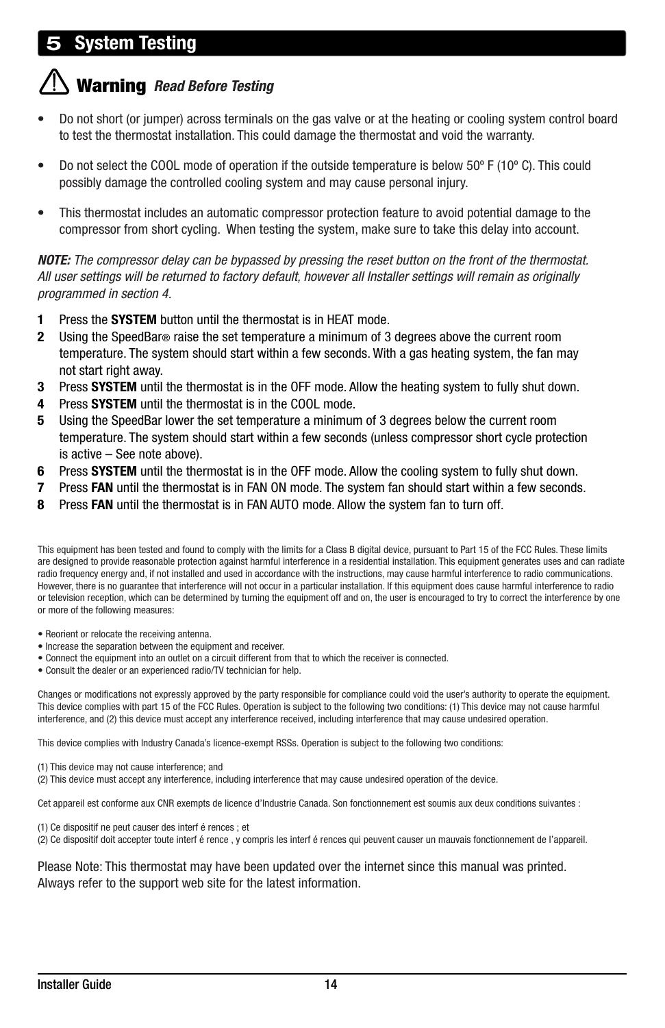# 5 System Testing

## ⚠ Warning *Read Before Testing*

- Do not short (or jumper) across terminals on the gas valve or at the heating or cooling system control board to test the thermostat installation. This could damage the thermostat and void the warranty.
- Do not select the COOL mode of operation if the outside temperature is below 50º F (10º C). This could possibly damage the controlled cooling system and may cause personal injury.
- This thermostat includes an automatic compressor protection feature to avoid potential damage to the compressor from short cycling. When testing the system, make sure to take this delay into account.

***NOTE:*** *The compressor delay can be bypassed by pressing the reset button on the front of the thermostat. All user settings will be returned to factory default, however all Installer settings will remain as originally programmed in section 4.*

1. Press the **SYSTEM** button until the thermostat is in HEAT mode.
2. Using the SpeedBar® raise the set temperature a minimum of 3 degrees above the current room temperature. The system should start within a few seconds. With a gas heating system, the fan may not start right away.
3. Press **SYSTEM** until the thermostat is in the OFF mode. Allow the heating system to fully shut down.
4. Press **SYSTEM** until the thermostat is in the COOL mode.
5. Using the SpeedBar lower the set temperature a minimum of 3 degrees below the current room temperature. The system should start within a few seconds (unless compressor short cycle protection is active – See note above).
6. Press **SYSTEM** until the thermostat is in the OFF mode. Allow the cooling system to fully shut down.
7. Press **FAN** until the thermostat is in FAN ON mode. The system fan should start within a few seconds.
8. Press **FAN** until the thermostat is in FAN AUTO mode. Allow the system fan to turn off.

This equipment has been tested and found to comply with the limits for a Class B digital device, pursuant to Part 15 of the FCC Rules. These limits are designed to provide reasonable protection against harmful interference in a residential installation. This equipment generates uses and can radiate radio frequency energy and, if not installed and used in accordance with the instructions, may cause harmful interference to radio communications. However, there is no guarantee that interference will not occur in a particular installation. If this equipment does cause harmful interference to radio or television reception, which can be determined by turning the equipment off and on, the user is encouraged to try to correct the interference by one or more of the following measures:

- Reorient or relocate the receiving antenna.
- Increase the separation between the equipment and receiver.
- Connect the equipment into an outlet on a circuit different from that to which the receiver is connected.
- Consult the dealer or an experienced radio/TV technician for help.

Changes or modifications not expressly approved by the party responsible for compliance could void the user's authority to operate the equipment. This device complies with part 15 of the FCC Rules. Operation is subject to the following two conditions: (1) This device may not cause harmful interference, and (2) this device must accept any interference received, including interference that may cause undesired operation.

This device complies with Industry Canada's licence-exempt RSSs. Operation is subject to the following two conditions:

(1) This device may not cause interference; and
(2) This device must accept any interference, including interference that may cause undesired operation of the device.

Cet appareil est conforme aux CNR exempts de licence d'Industrie Canada. Son fonctionnement est soumis aux deux conditions suivantes :

(1) Ce dispositif ne peut causer des interf é rences ; et
(2) Ce dispositif doit accepter toute interf é rence , y compris les interf é rences qui peuvent causer un mauvais fonctionnement de l'appareil.

Please Note: This thermostat may have been updated over the internet since this manual was printed. Always refer to the support web site for the latest information.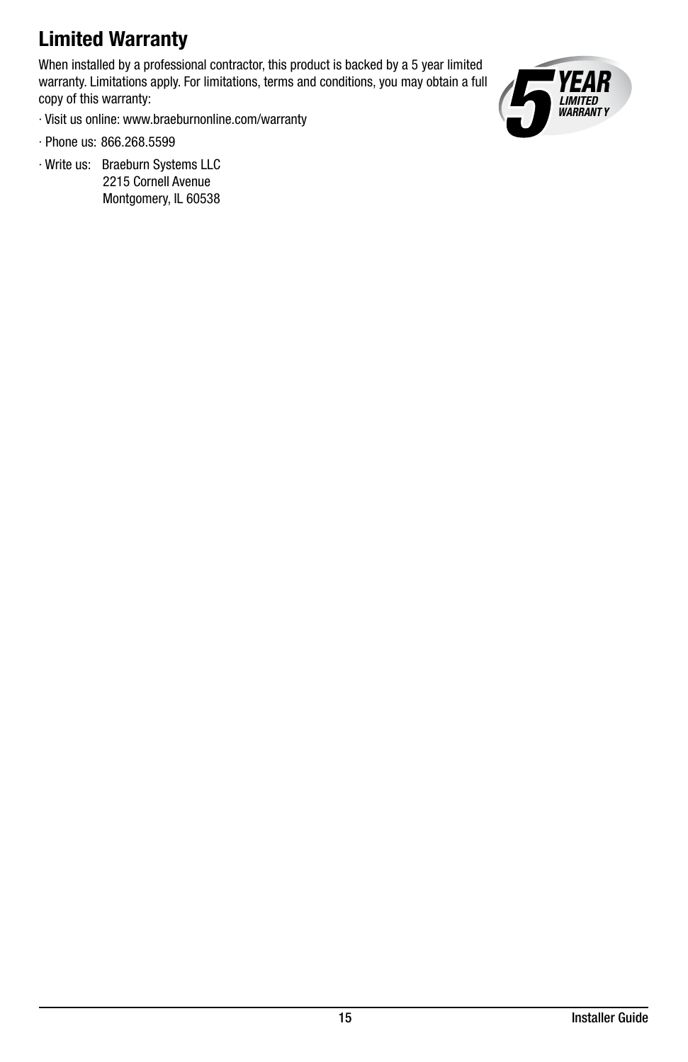## Limited Warranty

When installed by a professional contractor, this product is backed by a 5 year limited warranty. Limitations apply. For limitations, terms and conditions, you may obtain a full copy of this warranty:

· Visit us online: www.braeburnonline.com/warranty

· Phone us: 866.268.5599

· Write us: Braeburn Systems LLC
  2215 Cornell Avenue
  Montgomery, IL 60538

5 YEAR LIMITED WARRANTY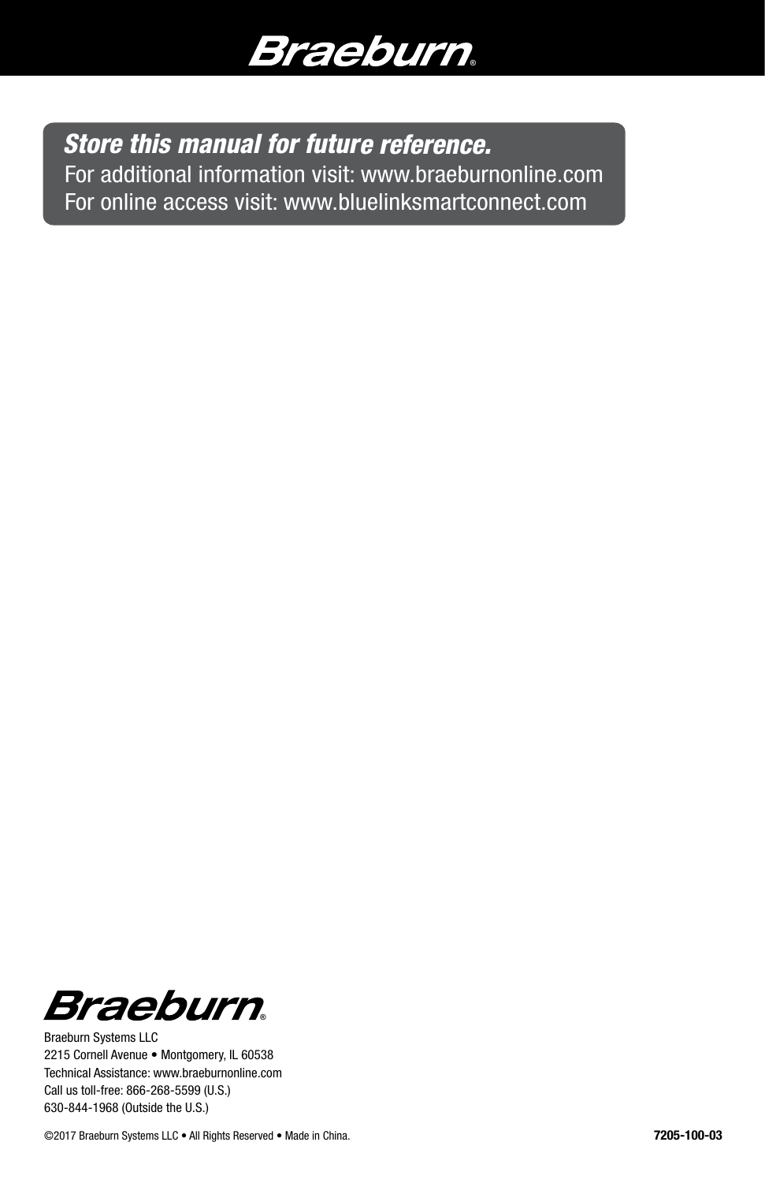**Braeburn®**

***Store this manual for future reference.***

For additional information visit: www.braeburnonline.com

For online access visit: www.bluelinksmartconnect.com

**Braeburn®**

Braeburn Systems LLC
2215 Cornell Avenue • Montgomery, IL 60538
Technical Assistance: www.braeburnonline.com
Call us toll-free: 866-268-5599 (U.S.)
630-844-1968 (Outside the U.S.)

©2017 Braeburn Systems LLC • All Rights Reserved • Made in China.

**7205-100-03**